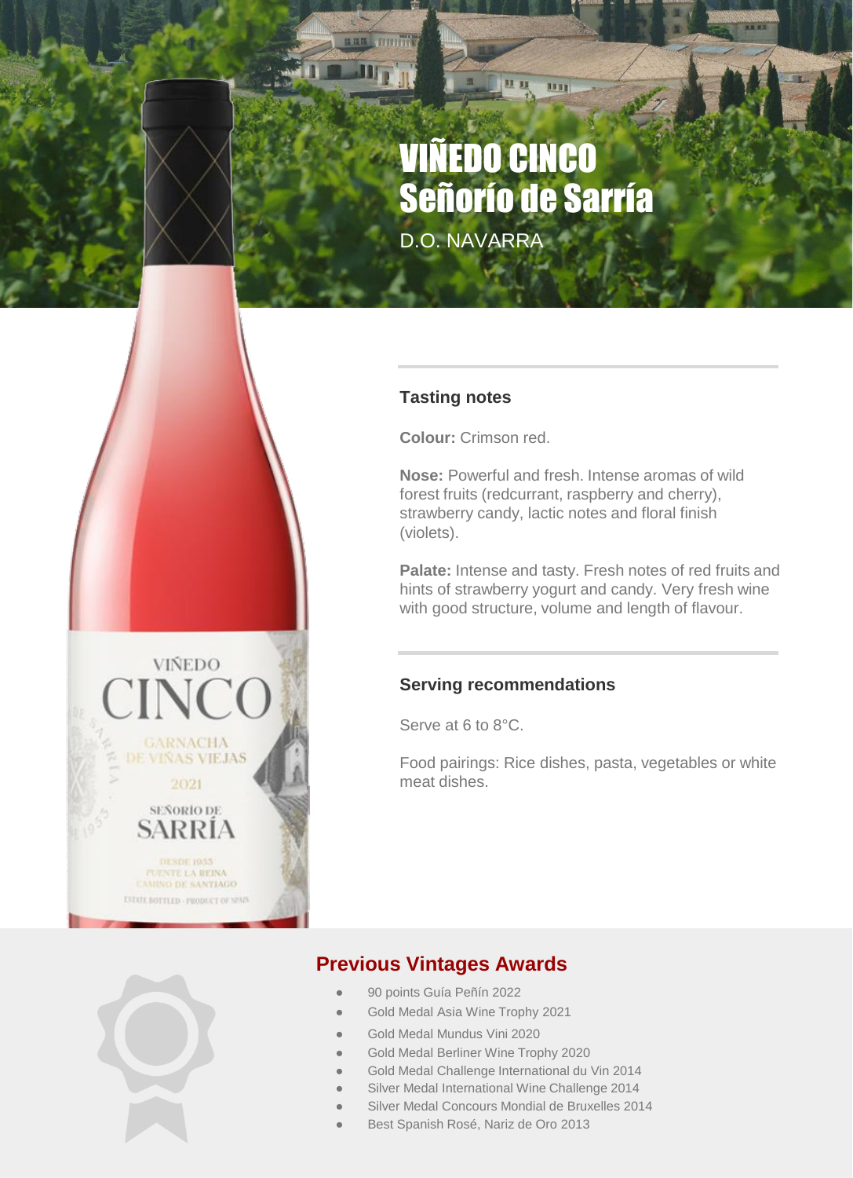# VIÑEDO CINCO
# Señorío de Sarría

D.O. NAVARRA

### Tasting notes

**Colour:** Crimson red.

**Nose:** Powerful and fresh. Intense aromas of wild forest fruits (redcurrant, raspberry and cherry), strawberry candy, lactic notes and floral finish (violets).

**Palate:** Intense and tasty. Fresh notes of red fruits and hints of strawberry yogurt and candy. Very fresh wine with good structure, volume and length of flavour.

### Serving recommendations

Serve at 6 to 8°C.

Food pairings: Rice dishes, pasta, vegetables or white meat dishes.

## Previous Vintages Awards

- 90 points Guía Peñín 2022
- Gold Medal Asia Wine Trophy 2021
- Gold Medal Mundus Vini 2020
- Gold Medal Berliner Wine Trophy 2020
- Gold Medal Challenge International du Vin 2014
- Silver Medal International Wine Challenge 2014
- Silver Medal Concours Mondial de Bruxelles 2014
- Best Spanish Rosé, Nariz de Oro 2013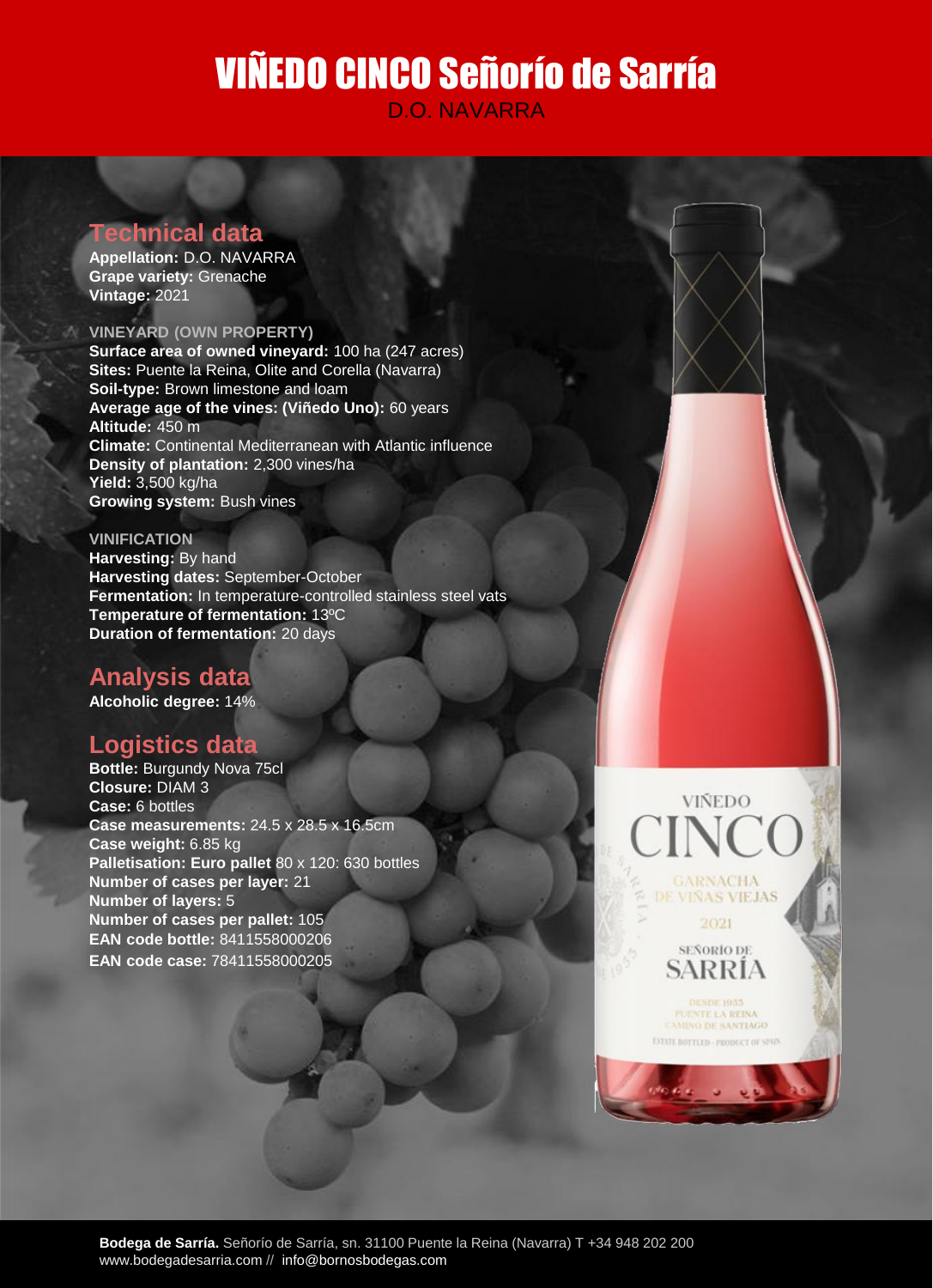# VIÑEDO CINCO Señorío de Sarría

D.O. NAVARRA

## Technical data

**Appellation:** D.O. NAVARRA
**Grape variety:** Grenache
**Vintage:** 2021

### VINEYARD (OWN PROPERTY)

**Surface area of owned vineyard:** 100 ha (247 acres)
**Sites:** Puente la Reina, Olite and Corella (Navarra)
**Soil-type:** Brown limestone and loam
**Average age of the vines: (Viñedo Uno):** 60 years
**Altitude:** 450 m
**Climate:** Continental Mediterranean with Atlantic influence
**Density of plantation:** 2,300 vines/ha
**Yield:** 3,500 kg/ha
**Growing system:** Bush vines

### VINIFICATION

**Harvesting:** By hand
**Harvesting dates:** September-October
**Fermentation:** In temperature-controlled stainless steel vats
**Temperature of fermentation:** 13ºC
**Duration of fermentation:** 20 days

## Analysis data

**Alcoholic degree:** 14%

## Logistics data

**Bottle:** Burgundy Nova 75cl
**Closure:** DIAM 3
**Case:** 6 bottles
**Case measurements:** 24.5 x 28.5 x 16.5cm
**Case weight:** 6.85 kg
**Palletisation: Euro pallet** 80 x 120: 630 bottles
**Number of cases per layer:** 21
**Number of layers:** 5
**Number of cases per pallet:** 105
**EAN code bottle:** 8411558000206
**EAN code case:** 78411558000205

**Bodega de Sarría.** Señorío de Sarría, sn. 31100 Puente la Reina (Navarra) T +34 948 202 200
www.bodegadesarria.com // info@bornosbodegas.com